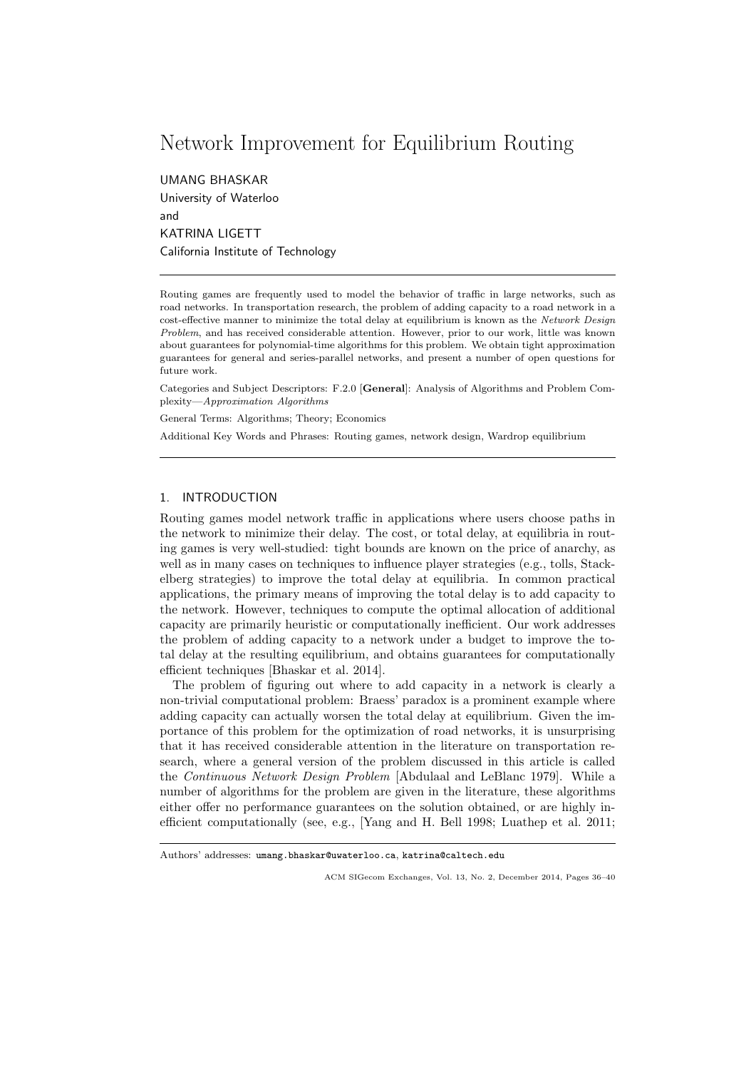# Network Improvement for Equilibrium Routing

UMANG BHASKAR
University of Waterloo
and
KATRINA LIGETT
California Institute of Technology

---

Routing games are frequently used to model the behavior of traffic in large networks, such as road networks. In transportation research, the problem of adding capacity to a road network in a cost-effective manner to minimize the total delay at equilibrium is known as the *Network Design Problem*, and has received considerable attention. However, prior to our work, little was known about guarantees for polynomial-time algorithms for this problem. We obtain tight approximation guarantees for general and series-parallel networks, and present a number of open questions for future work.

Categories and Subject Descriptors: F.2.0 [**General**]: Analysis of Algorithms and Problem Complexity—*Approximation Algorithms*

General Terms: Algorithms; Theory; Economics

Additional Key Words and Phrases: Routing games, network design, Wardrop equilibrium

---

## 1. INTRODUCTION

Routing games model network traffic in applications where users choose paths in the network to minimize their delay. The cost, or total delay, at equilibria in routing games is very well-studied: tight bounds are known on the price of anarchy, as well as in many cases on techniques to influence player strategies (e.g., tolls, Stackelberg strategies) to improve the total delay at equilibria. In common practical applications, the primary means of improving the total delay is to add capacity to the network. However, techniques to compute the optimal allocation of additional capacity are primarily heuristic or computationally inefficient. Our work addresses the problem of adding capacity to a network under a budget to improve the total delay at the resulting equilibrium, and obtains guarantees for computationally efficient techniques [Bhaskar et al. 2014].

The problem of figuring out where to add capacity in a network is clearly a non-trivial computational problem: Braess' paradox is a prominent example where adding capacity can actually worsen the total delay at equilibrium. Given the importance of this problem for the optimization of road networks, it is unsurprising that it has received considerable attention in the literature on transportation research, where a general version of the problem discussed in this article is called the *Continuous Network Design Problem* [Abdulaal and LeBlanc 1979]. While a number of algorithms for the problem are given in the literature, these algorithms either offer no performance guarantees on the solution obtained, or are highly inefficient computationally (see, e.g., [Yang and H. Bell 1998; Luathep et al. 2011;

---

Authors' addresses: umang.bhaskar@uwaterloo.ca, katrina@caltech.edu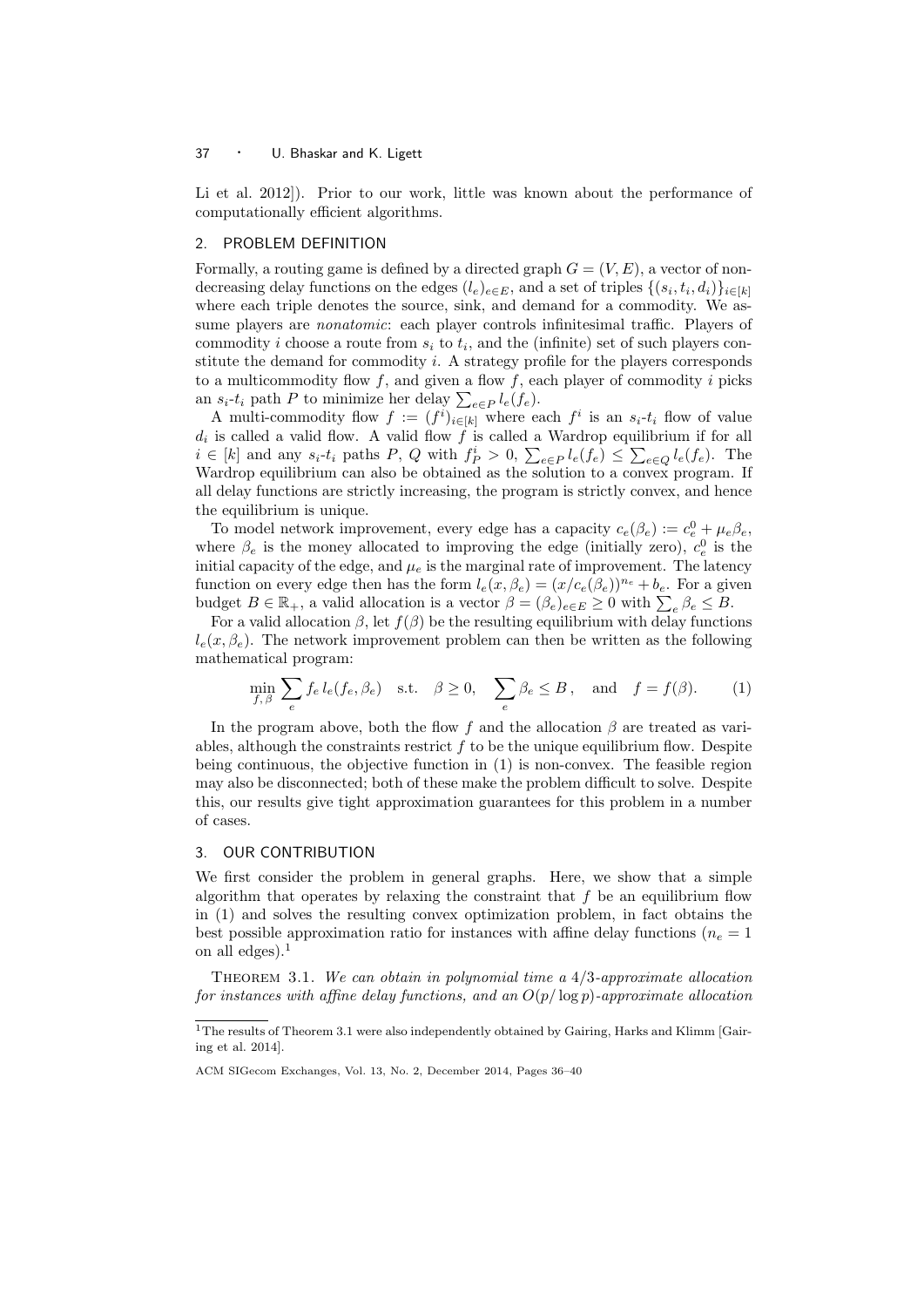Li et al. 2012]). Prior to our work, little was known about the performance of computationally efficient algorithms.

## 2. PROBLEM DEFINITION

Formally, a routing game is defined by a directed graph $G = (V, E)$, a vector of non-decreasing delay functions on the edges $(l_e)_{e \in E}$, and a set of triples $\{(s_i, t_i, d_i)\}_{i \in [k]}$ where each triple denotes the source, sink, and demand for a commodity. We assume players are *nonatomic*: each player controls infinitesimal traffic. Players of commodity $i$ choose a route from $s_i$ to $t_i$, and the (infinite) set of such players constitute the demand for commodity $i$. A strategy profile for the players corresponds to a multicommodity flow $f$, and given a flow $f$, each player of commodity $i$ picks an $s_i$-$t_i$ path $P$ to minimize her delay $\sum_{e \in P} l_e(f_e)$.

A multi-commodity flow $f := (f^i)_{i \in [k]}$ where each $f^i$ is an $s_i$-$t_i$ flow of value $d_i$ is called a valid flow. A valid flow $f$ is called a Wardrop equilibrium if for all $i \in [k]$ and any $s_i$-$t_i$ paths $P$, $Q$ with $f^i_P > 0$, $\sum_{e \in P} l_e(f_e) \leq \sum_{e \in Q} l_e(f_e)$. The Wardrop equilibrium can also be obtained as the solution to a convex program. If all delay functions are strictly increasing, the program is strictly convex, and hence the equilibrium is unique.

To model network improvement, every edge has a capacity $c_e(\beta_e) := c_e^0 + \mu_e \beta_e$, where $\beta_e$ is the money allocated to improving the edge (initially zero), $c_e^0$ is the initial capacity of the edge, and $\mu_e$ is the marginal rate of improvement. The latency function on every edge then has the form $l_e(x, \beta_e) = (x/c_e(\beta_e))^{n_e} + b_e$. For a given budget $B \in \mathbb{R}_+$, a valid allocation is a vector $\beta = (\beta_e)_{e \in E} \geq 0$ with $\sum_e \beta_e \leq B$.

For a valid allocation $\beta$, let $f(\beta)$ be the resulting equilibrium with delay functions $l_e(x, \beta_e)$. The network improvement problem can then be written as the following mathematical program:

$$\min_{f,\,\beta} \sum_e f_e \, l_e(f_e, \beta_e) \quad \text{s.t.} \quad \beta \geq 0, \quad \sum_e \beta_e \leq B\,, \quad \text{and} \quad f = f(\beta). \tag{1}$$

In the program above, both the flow $f$ and the allocation $\beta$ are treated as variables, although the constraints restrict $f$ to be the unique equilibrium flow. Despite being continuous, the objective function in (1) is non-convex. The feasible region may also be disconnected; both of these make the problem difficult to solve. Despite this, our results give tight approximation guarantees for this problem in a number of cases.

## 3. OUR CONTRIBUTION

We first consider the problem in general graphs. Here, we show that a simple algorithm that operates by relaxing the constraint that $f$ be an equilibrium flow in (1) and solves the resulting convex optimization problem, in fact obtains the best possible approximation ratio for instances with affine delay functions ($n_e = 1$ on all edges).[1]

THEOREM 3.1. *We can obtain in polynomial time a 4/3-approximate allocation for instances with affine delay functions, and an $O(p/\log p)$-approximate allocation*

[1] The results of Theorem 3.1 were also independently obtained by Gairing, Harks and Klimm [Gairing et al. 2014].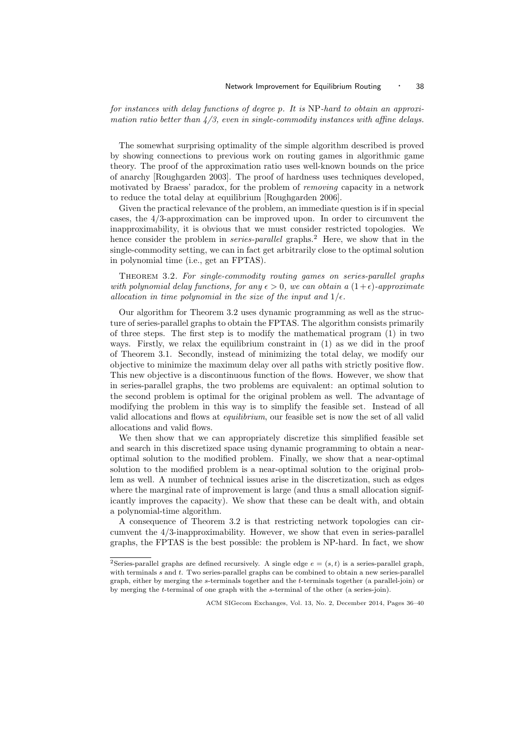*for instances with delay functions of degree p. It is* NP*-hard to obtain an approximation ratio better than 4/3, even in single-commodity instances with affine delays.*

The somewhat surprising optimality of the simple algorithm described is proved by showing connections to previous work on routing games in algorithmic game theory. The proof of the approximation ratio uses well-known bounds on the price of anarchy [Roughgarden 2003]. The proof of hardness uses techniques developed, motivated by Braess' paradox, for the problem of *removing* capacity in a network to reduce the total delay at equilibrium [Roughgarden 2006].

Given the practical relevance of the problem, an immediate question is if in special cases, the 4/3-approximation can be improved upon. In order to circumvent the inapproximability, it is obvious that we must consider restricted topologies. We hence consider the problem in *series-parallel* graphs.[2] Here, we show that in the single-commodity setting, we can in fact get arbitrarily close to the optimal solution in polynomial time (i.e., get an FPTAS).

Theorem 3.2. *For single-commodity routing games on series-parallel graphs with polynomial delay functions, for any $\epsilon > 0$, we can obtain a $(1+\epsilon)$-approximate allocation in time polynomial in the size of the input and $1/\epsilon$.*

Our algorithm for Theorem 3.2 uses dynamic programming as well as the structure of series-parallel graphs to obtain the FPTAS. The algorithm consists primarily of three steps. The first step is to modify the mathematical program (1) in two ways. Firstly, we relax the equilibrium constraint in (1) as we did in the proof of Theorem 3.1. Secondly, instead of minimizing the total delay, we modify our objective to minimize the maximum delay over all paths with strictly positive flow. This new objective is a discontinuous function of the flows. However, we show that in series-parallel graphs, the two problems are equivalent: an optimal solution to the second problem is optimal for the original problem as well. The advantage of modifying the problem in this way is to simplify the feasible set. Instead of all valid allocations and flows at *equilibrium*, our feasible set is now the set of all valid allocations and valid flows.

We then show that we can appropriately discretize this simplified feasible set and search in this discretized space using dynamic programming to obtain a near-optimal solution to the modified problem. Finally, we show that a near-optimal solution to the modified problem is a near-optimal solution to the original problem as well. A number of technical issues arise in the discretization, such as edges where the marginal rate of improvement is large (and thus a small allocation significantly improves the capacity). We show that these can be dealt with, and obtain a polynomial-time algorithm.

A consequence of Theorem 3.2 is that restricting network topologies can circumvent the 4/3-inapproximability. However, we show that even in series-parallel graphs, the FPTAS is the best possible: the problem is NP-hard. In fact, we show

[2] Series-parallel graphs are defined recursively. A single edge $e = (s, t)$ is a series-parallel graph, with terminals $s$ and $t$. Two series-parallel graphs can be combined to obtain a new series-parallel graph, either by merging the $s$-terminals together and the $t$-terminals together (a parallel-join) or by merging the $t$-terminal of one graph with the $s$-terminal of the other (a series-join).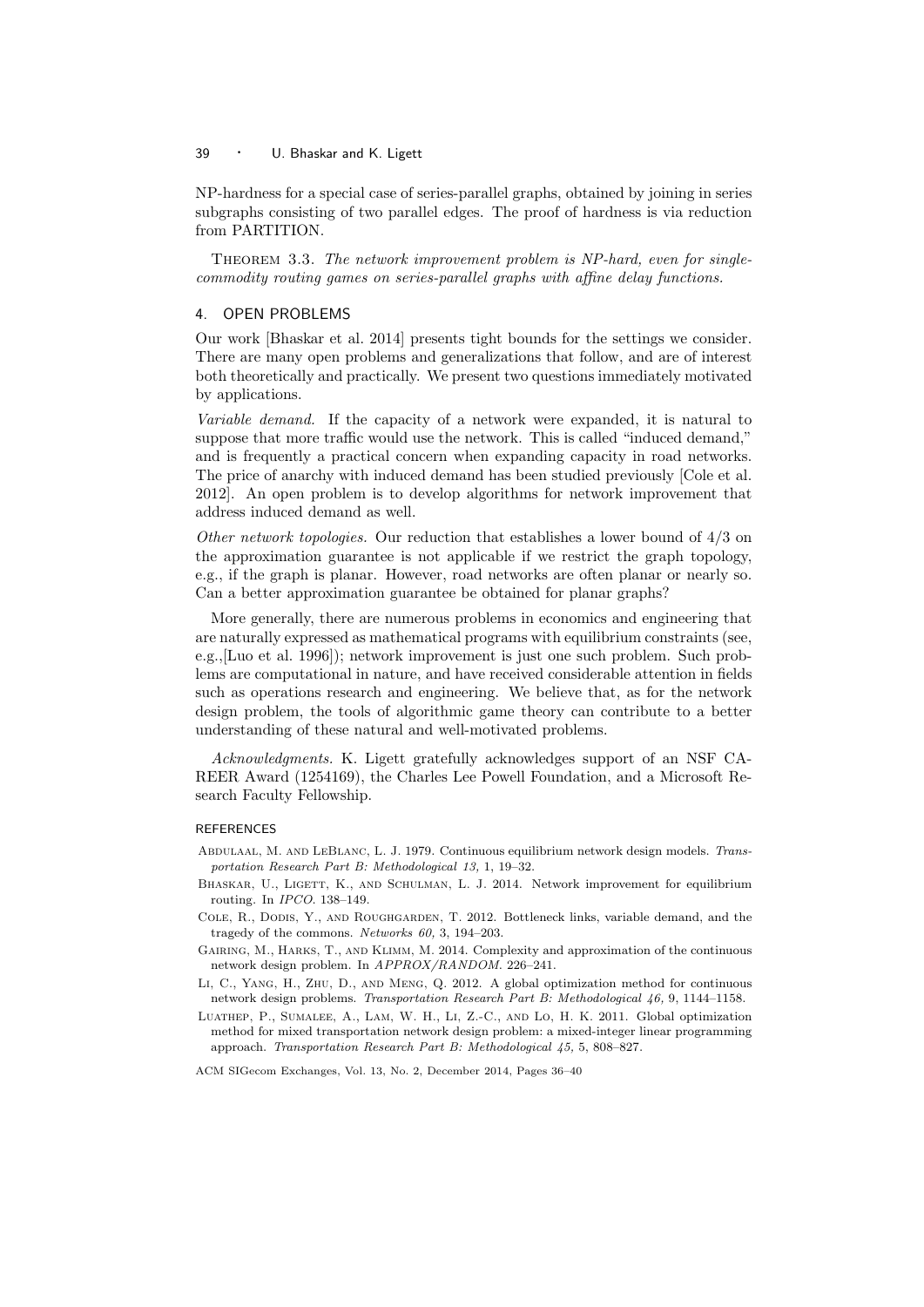NP-hardness for a special case of series-parallel graphs, obtained by joining in series subgraphs consisting of two parallel edges. The proof of hardness is via reduction from PARTITION.

THEOREM 3.3. *The network improvement problem is NP-hard, even for single-commodity routing games on series-parallel graphs with affine delay functions.*

## 4. OPEN PROBLEMS

Our work [Bhaskar et al. 2014] presents tight bounds for the settings we consider. There are many open problems and generalizations that follow, and are of interest both theoretically and practically. We present two questions immediately motivated by applications.

*Variable demand.* If the capacity of a network were expanded, it is natural to suppose that more traffic would use the network. This is called "induced demand," and is frequently a practical concern when expanding capacity in road networks. The price of anarchy with induced demand has been studied previously [Cole et al. 2012]. An open problem is to develop algorithms for network improvement that address induced demand as well.

*Other network topologies.* Our reduction that establishes a lower bound of $4/3$ on the approximation guarantee is not applicable if we restrict the graph topology, e.g., if the graph is planar. However, road networks are often planar or nearly so. Can a better approximation guarantee be obtained for planar graphs?

More generally, there are numerous problems in economics and engineering that are naturally expressed as mathematical programs with equilibrium constraints (see, e.g.,[Luo et al. 1996]); network improvement is just one such problem. Such problems are computational in nature, and have received considerable attention in fields such as operations research and engineering. We believe that, as for the network design problem, the tools of algorithmic game theory can contribute to a better understanding of these natural and well-motivated problems.

*Acknowledgments.* K. Ligett gratefully acknowledges support of an NSF CAREER Award (1254169), the Charles Lee Powell Foundation, and a Microsoft Research Faculty Fellowship.

## REFERENCES

ABDULAAL, M. AND LEBLANC, L. J. 1979. Continuous equilibrium network design models. *Transportation Research Part B: Methodological 13,* 1, 19–32.

BHASKAR, U., LIGETT, K., AND SCHULMAN, L. J. 2014. Network improvement for equilibrium routing. In *IPCO*. 138–149.

COLE, R., DODIS, Y., AND ROUGHGARDEN, T. 2012. Bottleneck links, variable demand, and the tragedy of the commons. *Networks 60,* 3, 194–203.

GAIRING, M., HARKS, T., AND KLIMM, M. 2014. Complexity and approximation of the continuous network design problem. In *APPROX/RANDOM*. 226–241.

LI, C., YANG, H., ZHU, D., AND MENG, Q. 2012. A global optimization method for continuous network design problems. *Transportation Research Part B: Methodological 46,* 9, 1144–1158.

LUATHEP, P., SUMALEE, A., LAM, W. H., LI, Z.-C., AND LO, H. K. 2011. Global optimization method for mixed transportation network design problem: a mixed-integer linear programming approach. *Transportation Research Part B: Methodological 45,* 5, 808–827.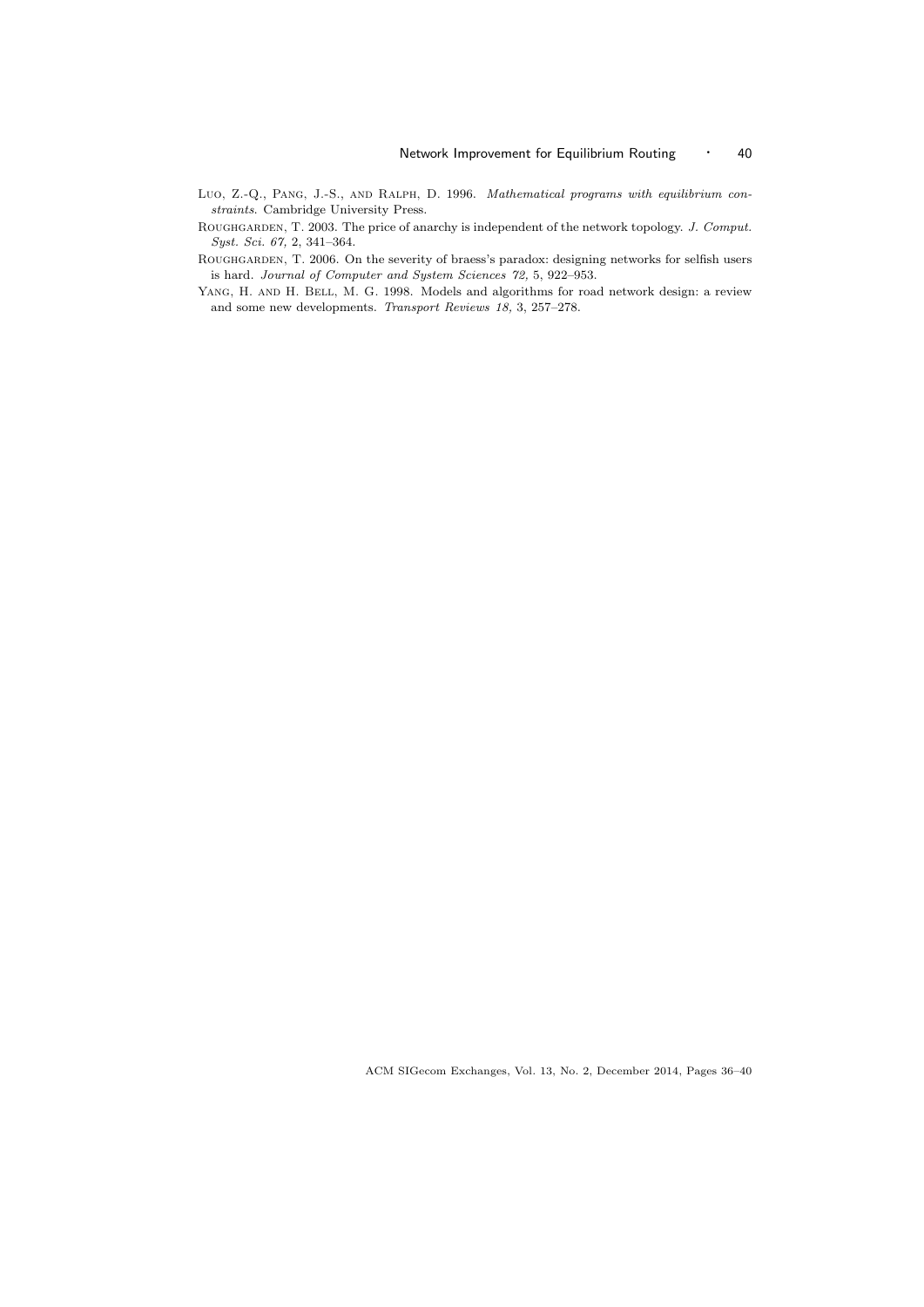Luo, Z.-Q., Pang, J.-S., and Ralph, D. 1996. *Mathematical programs with equilibrium constraints*. Cambridge University Press.

Roughgarden, T. 2003. The price of anarchy is independent of the network topology. *J. Comput. Syst. Sci. 67,* 2, 341–364.

Roughgarden, T. 2006. On the severity of braess's paradox: designing networks for selfish users is hard. *Journal of Computer and System Sciences 72,* 5, 922–953.

Yang, H. and H. Bell, M. G. 1998. Models and algorithms for road network design: a review and some new developments. *Transport Reviews 18,* 3, 257–278.